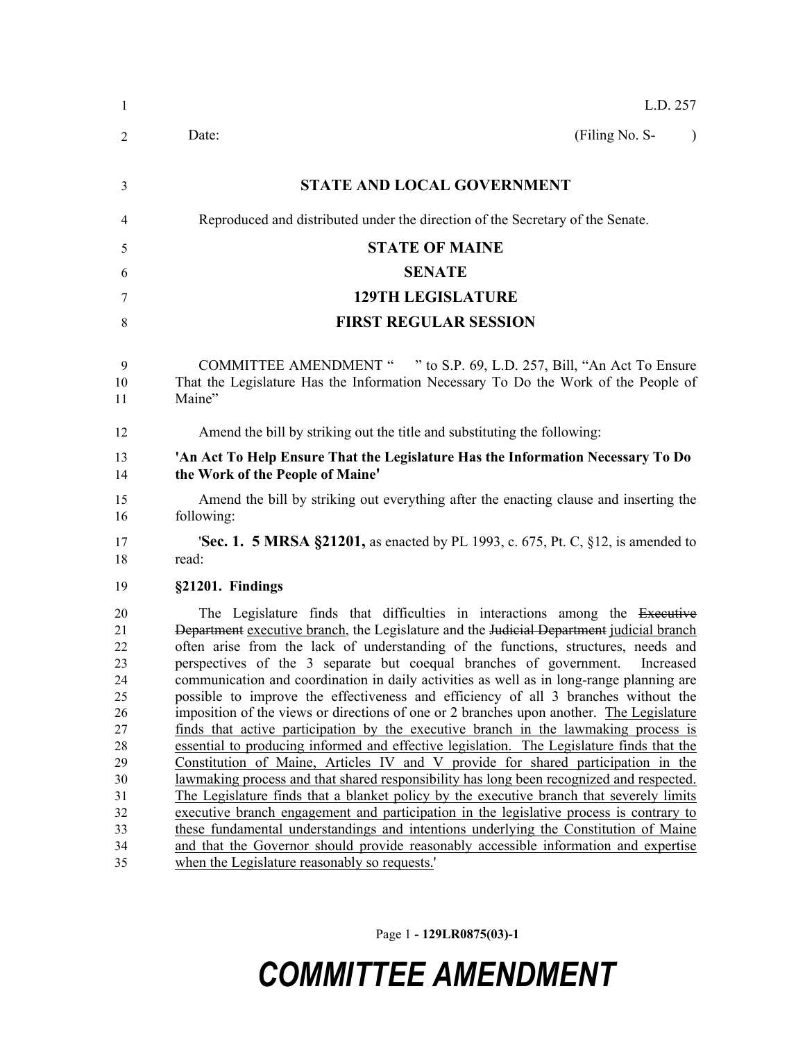L.D. 257

Date: (Filing No. S- )

**STATE AND LOCAL GOVERNMENT**

Reproduced and distributed under the direction of the Secretary of the Senate.

**STATE OF MAINE**

**SENATE**

**129TH LEGISLATURE**

**FIRST REGULAR SESSION**

COMMITTEE AMENDMENT " " to S.P. 69, L.D. 257, Bill, "An Act To Ensure That the Legislature Has the Information Necessary To Do the Work of the People of Maine"

Amend the bill by striking out the title and substituting the following:

**'An Act To Help Ensure That the Legislature Has the Information Necessary To Do the Work of the People of Maine'**

Amend the bill by striking out everything after the enacting clause and inserting the following:

'**Sec. 1. 5 MRSA §21201,** as enacted by PL 1993, c. 675, Pt. C, §12, is amended to read:

**§21201. Findings**

The Legislature finds that difficulties in interactions among the ~~Executive Department~~ executive branch, the Legislature and the ~~Judicial Department~~ judicial branch often arise from the lack of understanding of the functions, structures, needs and perspectives of the 3 separate but coequal branches of government. Increased communication and coordination in daily activities as well as in long-range planning are possible to improve the effectiveness and efficiency of all 3 branches without the imposition of the views or directions of one or 2 branches upon another. The Legislature finds that active participation by the executive branch in the lawmaking process is essential to producing informed and effective legislation. The Legislature finds that the Constitution of Maine, Articles IV and V provide for shared participation in the lawmaking process and that shared responsibility has long been recognized and respected. The Legislature finds that a blanket policy by the executive branch that severely limits executive branch engagement and participation in the legislative process is contrary to these fundamental understandings and intentions underlying the Constitution of Maine and that the Governor should provide reasonably accessible information and expertise when the Legislature reasonably so requests.'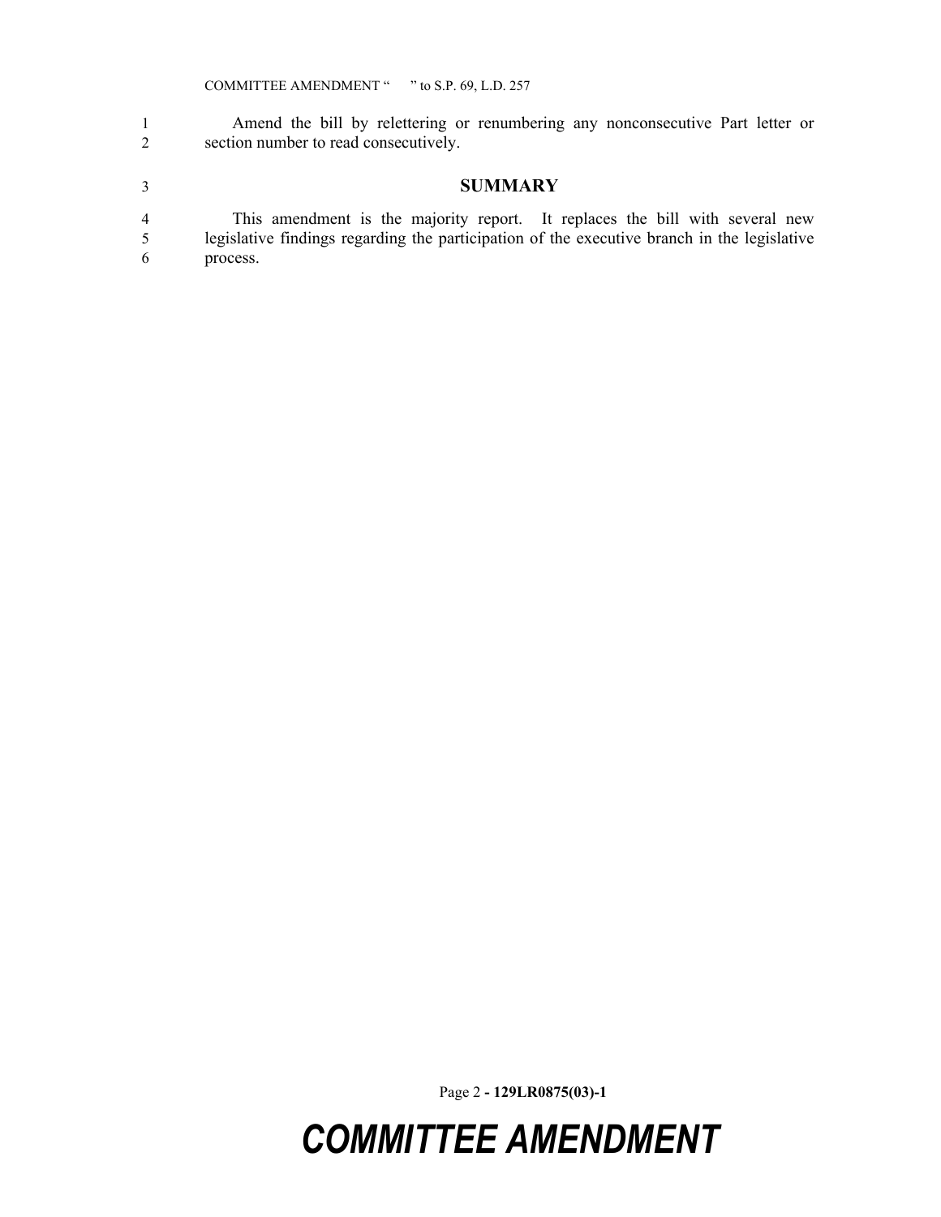Amend the bill by relettering or renumbering any nonconsecutive Part letter or section number to read consecutively.

## SUMMARY

This amendment is the majority report. It replaces the bill with several new legislative findings regarding the participation of the executive branch in the legislative process.